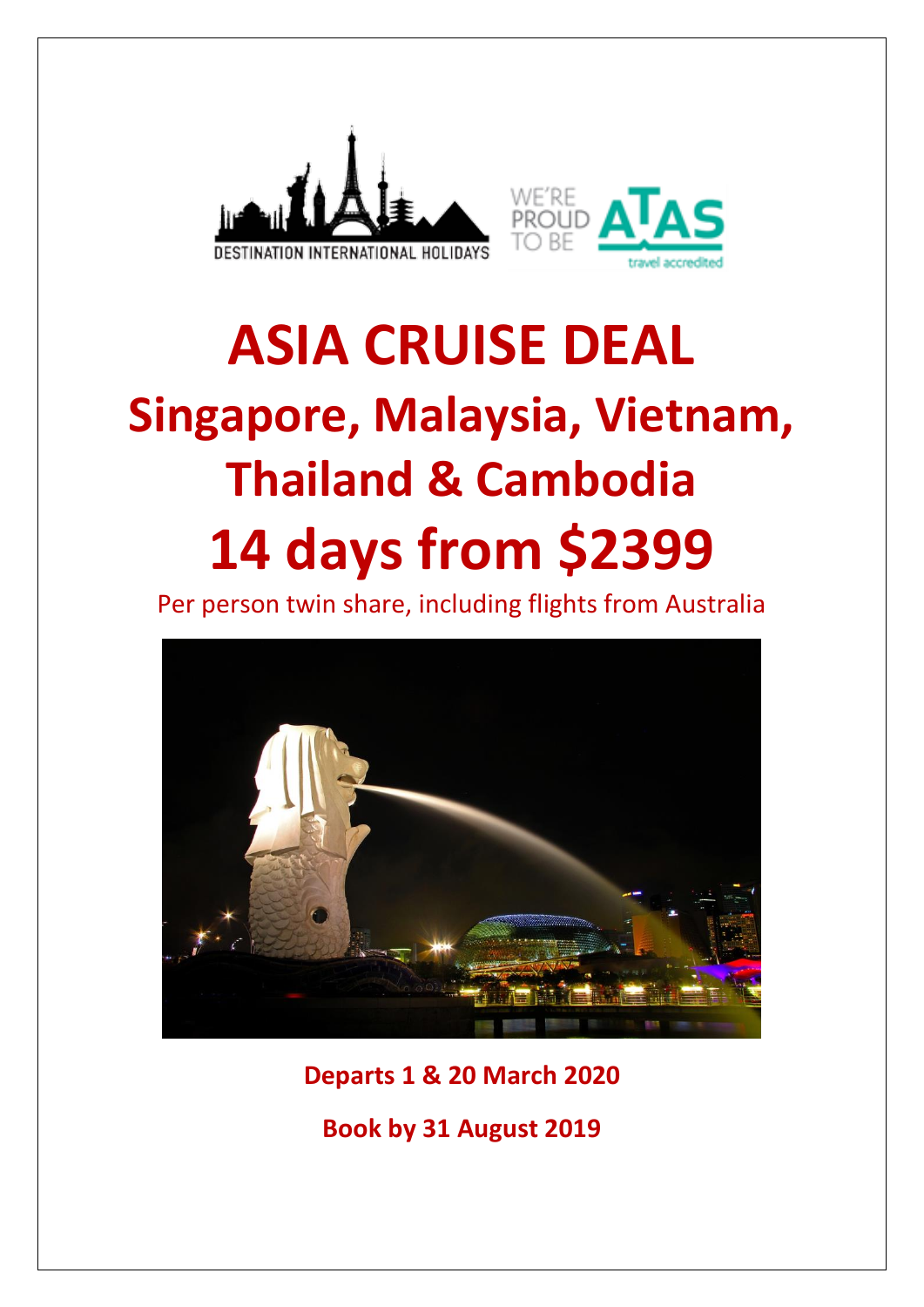# ASIA CRUISE DEAL

## Singapore, Malaysia, Vietnam, Thailand & Cambodia

# 14 days from $2399

Per person twin share, including flights from Australia

**Departs 1 & 20 March 2020**

**Book by 31 August 2019**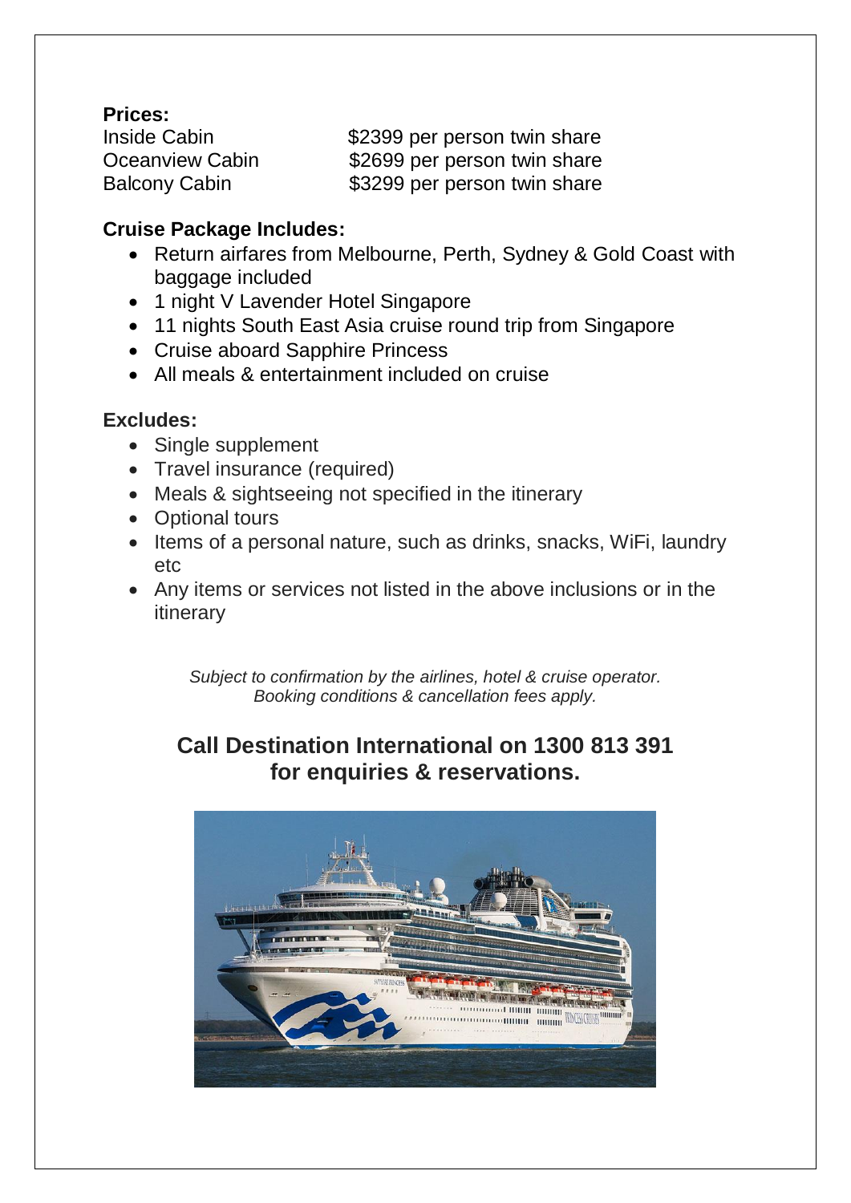**Prices:**

| | |
|---|---|
| Inside Cabin | $2399 per person twin share |
| Oceanview Cabin | $2699 per person twin share |
| Balcony Cabin | $3299 per person twin share |

**Cruise Package Includes:**

- Return airfares from Melbourne, Perth, Sydney & Gold Coast with baggage included
- 1 night V Lavender Hotel Singapore
- 11 nights South East Asia cruise round trip from Singapore
- Cruise aboard Sapphire Princess
- All meals & entertainment included on cruise

**Excludes:**

- Single supplement
- Travel insurance (required)
- Meals & sightseeing not specified in the itinerary
- Optional tours
- Items of a personal nature, such as drinks, snacks, WiFi, laundry etc
- Any items or services not listed in the above inclusions or in the itinerary

*Subject to confirmation by the airlines, hotel & cruise operator.*
*Booking conditions & cancellation fees apply.*

**Call Destination International on 1300 813 391 for enquiries & reservations.**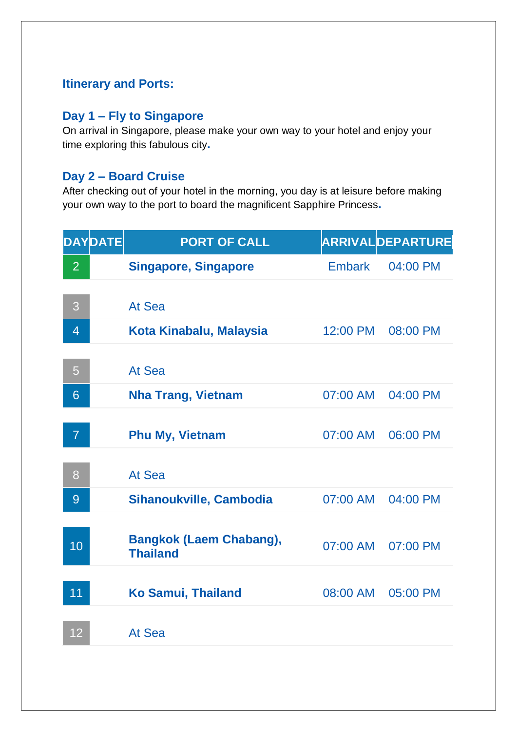## Itinerary and Ports:

### Day 1 – Fly to Singapore

On arrival in Singapore, please make your own way to your hotel and enjoy your time exploring this fabulous city.

### Day 2 – Board Cruise

After checking out of your hotel in the morning, you day is at leisure before making your own way to the port to board the magnificent Sapphire Princess.

| DAY | DATE | PORT OF CALL | ARRIVAL | DEPARTURE |
|---|---|---|---|---|
| 2 | | **Singapore, Singapore** | Embark | 04:00 PM |
| 3 | | At Sea | | |
| 4 | | **Kota Kinabalu, Malaysia** | 12:00 PM | 08:00 PM |
| 5 | | At Sea | | |
| 6 | | **Nha Trang, Vietnam** | 07:00 AM | 04:00 PM |
| 7 | | **Phu My, Vietnam** | 07:00 AM | 06:00 PM |
| 8 | | At Sea | | |
| 9 | | **Sihanoukville, Cambodia** | 07:00 AM | 04:00 PM |
| 10 | | **Bangkok (Laem Chabang), Thailand** | 07:00 AM | 07:00 PM |
| 11 | | **Ko Samui, Thailand** | 08:00 AM | 05:00 PM |
| 12 | | At Sea | | |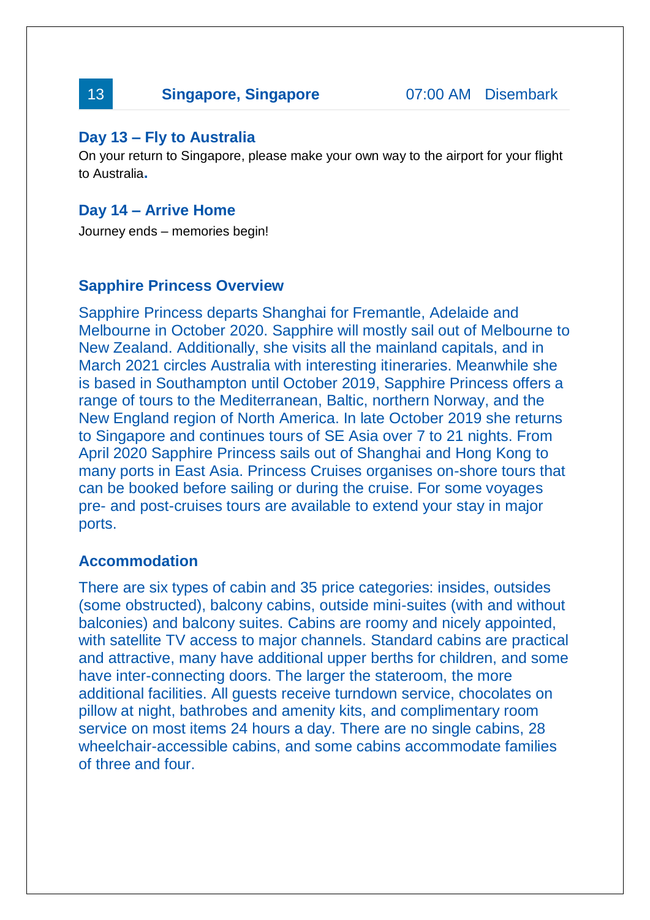| 13 | Singapore, Singapore | 07:00 AM | Disembark |
|---|---|---|---|

### Day 13 – Fly to Australia

On your return to Singapore, please make your own way to the airport for your flight to Australia.

### Day 14 – Arrive Home

Journey ends – memories begin!

### Sapphire Princess Overview

Sapphire Princess departs Shanghai for Fremantle, Adelaide and Melbourne in October 2020. Sapphire will mostly sail out of Melbourne to New Zealand. Additionally, she visits all the mainland capitals, and in March 2021 circles Australia with interesting itineraries. Meanwhile she is based in Southampton until October 2019, Sapphire Princess offers a range of tours to the Mediterranean, Baltic, northern Norway, and the New England region of North America. In late October 2019 she returns to Singapore and continues tours of SE Asia over 7 to 21 nights. From April 2020 Sapphire Princess sails out of Shanghai and Hong Kong to many ports in East Asia. Princess Cruises organises on-shore tours that can be booked before sailing or during the cruise. For some voyages pre- and post-cruises tours are available to extend your stay in major ports.

### Accommodation

There are six types of cabin and 35 price categories: insides, outsides (some obstructed), balcony cabins, outside mini-suites (with and without balconies) and balcony suites. Cabins are roomy and nicely appointed, with satellite TV access to major channels. Standard cabins are practical and attractive, many have additional upper berths for children, and some have inter-connecting doors. The larger the stateroom, the more additional facilities. All guests receive turndown service, chocolates on pillow at night, bathrobes and amenity kits, and complimentary room service on most items 24 hours a day. There are no single cabins, 28 wheelchair-accessible cabins, and some cabins accommodate families of three and four.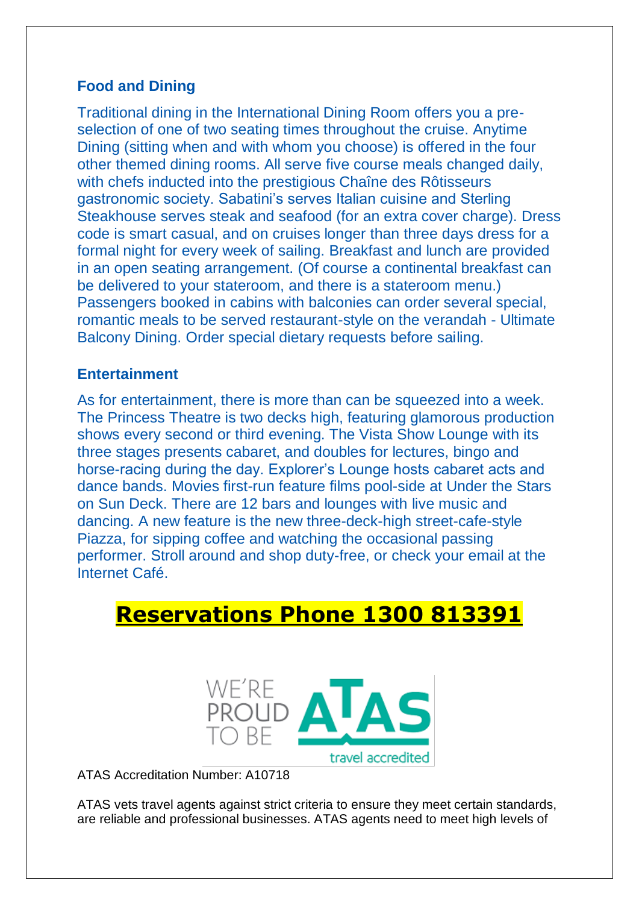## Food and Dining

Traditional dining in the International Dining Room offers you a pre-selection of one of two seating times throughout the cruise. Anytime Dining (sitting when and with whom you choose) is offered in the four other themed dining rooms. All serve five course meals changed daily, with chefs inducted into the prestigious Chaîne des Rôtisseurs gastronomic society. Sabatini's serves Italian cuisine and Sterling Steakhouse serves steak and seafood (for an extra cover charge). Dress code is smart casual, and on cruises longer than three days dress for a formal night for every week of sailing. Breakfast and lunch are provided in an open seating arrangement. (Of course a continental breakfast can be delivered to your stateroom, and there is a stateroom menu.) Passengers booked in cabins with balconies can order several special, romantic meals to be served restaurant-style on the verandah - Ultimate Balcony Dining. Order special dietary requests before sailing.

## Entertainment

As for entertainment, there is more than can be squeezed into a week. The Princess Theatre is two decks high, featuring glamorous production shows every second or third evening. The Vista Show Lounge with its three stages presents cabaret, and doubles for lectures, bingo and horse-racing during the day. Explorer's Lounge hosts cabaret acts and dance bands. Movies first-run feature films pool-side at Under the Stars on Sun Deck. There are 12 bars and lounges with live music and dancing. A new feature is the new three-deck-high street-cafe-style Piazza, for sipping coffee and watching the occasional passing performer. Stroll around and shop duty-free, or check your email at the Internet Café.

# Reservations Phone 1300 813391

WE'RE PROUD TO BE ATAS travel accredited

ATAS Accreditation Number: A10718

ATAS vets travel agents against strict criteria to ensure they meet certain standards, are reliable and professional businesses. ATAS agents need to meet high levels of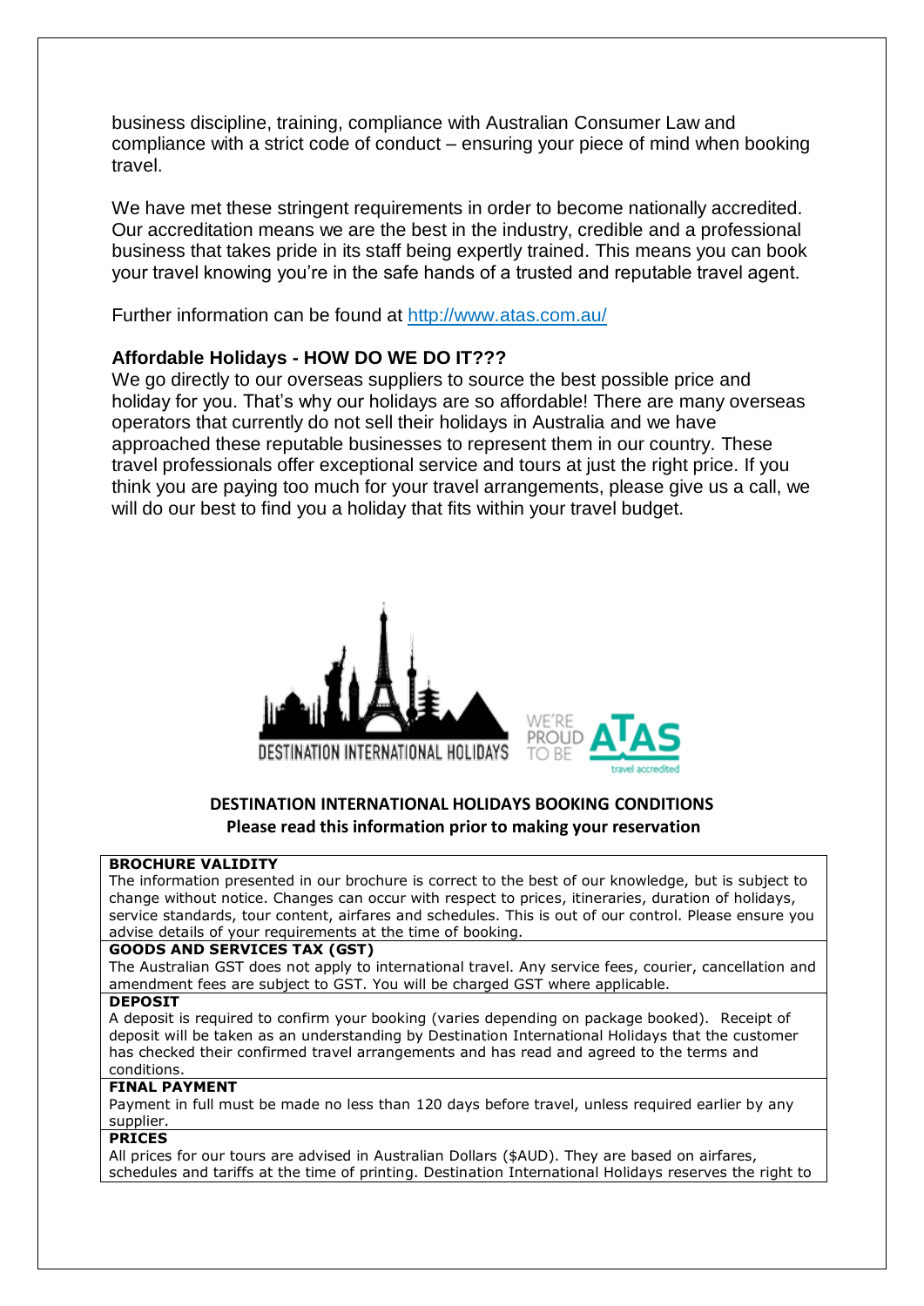business discipline, training, compliance with Australian Consumer Law and compliance with a strict code of conduct – ensuring your piece of mind when booking travel.

We have met these stringent requirements in order to become nationally accredited. Our accreditation means we are the best in the industry, credible and a professional business that takes pride in its staff being expertly trained. This means you can book your travel knowing you're in the safe hands of a trusted and reputable travel agent.

Further information can be found at http://www.atas.com.au/

### Affordable Holidays - HOW DO WE DO IT???

We go directly to our overseas suppliers to source the best possible price and holiday for you. That's why our holidays are so affordable! There are many overseas operators that currently do not sell their holidays in Australia and we have approached these reputable businesses to represent them in our country. These travel professionals offer exceptional service and tours at just the right price. If you think you are paying too much for your travel arrangements, please give us a call, we will do our best to find you a holiday that fits within your travel budget.

DESTINATION INTERNATIONAL HOLIDAYS

WE'RE PROUD TO BE ATAS travel accredited

## DESTINATION INTERNATIONAL HOLIDAYS BOOKING CONDITIONS

**Please read this information prior to making your reservation**

**BROCHURE VALIDITY**

The information presented in our brochure is correct to the best of our knowledge, but is subject to change without notice. Changes can occur with respect to prices, itineraries, duration of holidays, service standards, tour content, airfares and schedules. This is out of our control. Please ensure you advise details of your requirements at the time of booking.

**GOODS AND SERVICES TAX (GST)**

The Australian GST does not apply to international travel. Any service fees, courier, cancellation and amendment fees are subject to GST. You will be charged GST where applicable.

**DEPOSIT**

A deposit is required to confirm your booking (varies depending on package booked). Receipt of deposit will be taken as an understanding by Destination International Holidays that the customer has checked their confirmed travel arrangements and has read and agreed to the terms and conditions.

**FINAL PAYMENT**

Payment in full must be made no less than 120 days before travel, unless required earlier by any supplier.

**PRICES**

All prices for our tours are advised in Australian Dollars ($AUD). They are based on airfares, schedules and tariffs at the time of printing. Destination International Holidays reserves the right to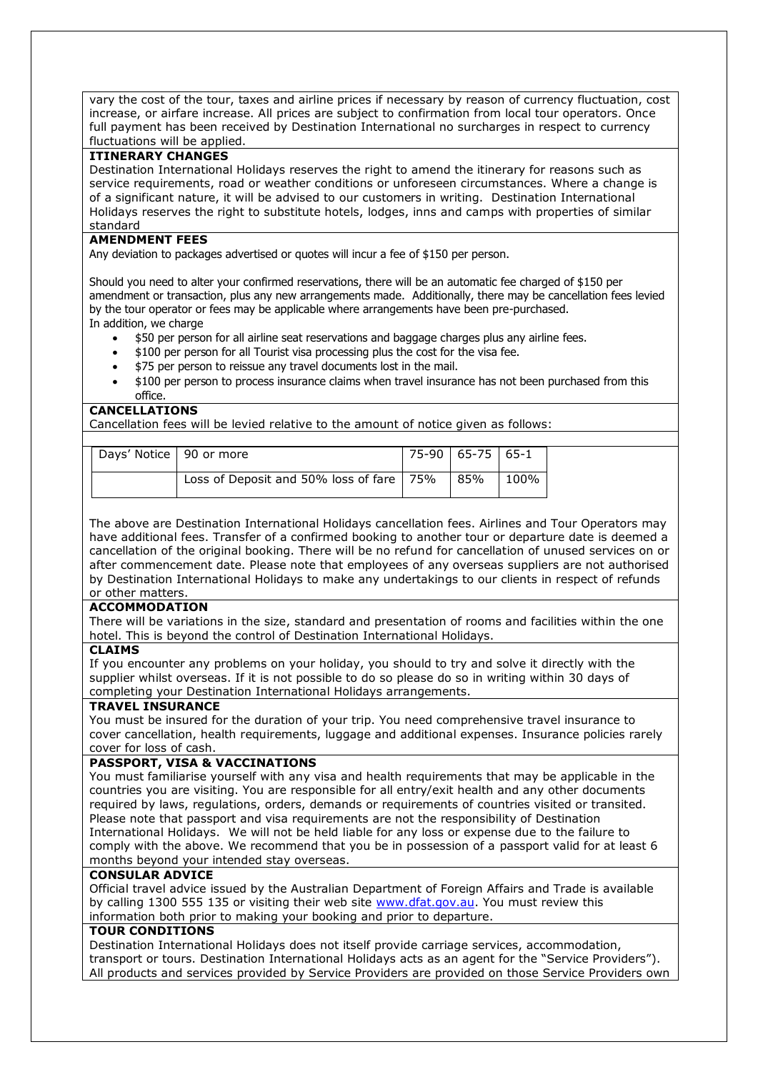vary the cost of the tour, taxes and airline prices if necessary by reason of currency fluctuation, cost increase, or airfare increase. All prices are subject to confirmation from local tour operators. Once full payment has been received by Destination International no surcharges in respect to currency fluctuations will be applied.

**ITINERARY CHANGES**

Destination International Holidays reserves the right to amend the itinerary for reasons such as service requirements, road or weather conditions or unforeseen circumstances. Where a change is of a significant nature, it will be advised to our customers in writing. Destination International Holidays reserves the right to substitute hotels, lodges, inns and camps with properties of similar standard

**AMENDMENT FEES**

Any deviation to packages advertised or quotes will incur a fee of $150 per person.

Should you need to alter your confirmed reservations, there will be an automatic fee charged of $150 per amendment or transaction, plus any new arrangements made. Additionally, there may be cancellation fees levied by the tour operator or fees may be applicable where arrangements have been pre-purchased.

In addition, we charge

- $50 per person for all airline seat reservations and baggage charges plus any airline fees.
- $100 per person for all Tourist visa processing plus the cost for the visa fee.
- $75 per person to reissue any travel documents lost in the mail.
- $100 per person to process insurance claims when travel insurance has not been purchased from this office.

**CANCELLATIONS**

Cancellation fees will be levied relative to the amount of notice given as follows:

| Days' Notice | 90 or more | 75-90 | 65-75 | 65-1 |
|---|---|---|---|---|
| | Loss of Deposit and 50% loss of fare | 75% | 85% | 100% |

The above are Destination International Holidays cancellation fees. Airlines and Tour Operators may have additional fees. Transfer of a confirmed booking to another tour or departure date is deemed a cancellation of the original booking. There will be no refund for cancellation of unused services on or after commencement date. Please note that employees of any overseas suppliers are not authorised by Destination International Holidays to make any undertakings to our clients in respect of refunds or other matters.

**ACCOMMODATION**

There will be variations in the size, standard and presentation of rooms and facilities within the one hotel. This is beyond the control of Destination International Holidays.

**CLAIMS**

If you encounter any problems on your holiday, you should to try and solve it directly with the supplier whilst overseas. If it is not possible to do so please do so in writing within 30 days of completing your Destination International Holidays arrangements.

**TRAVEL INSURANCE**

You must be insured for the duration of your trip. You need comprehensive travel insurance to cover cancellation, health requirements, luggage and additional expenses. Insurance policies rarely cover for loss of cash.

**PASSPORT, VISA & VACCINATIONS**

You must familiarise yourself with any visa and health requirements that may be applicable in the countries you are visiting. You are responsible for all entry/exit health and any other documents required by laws, regulations, orders, demands or requirements of countries visited or transited. Please note that passport and visa requirements are not the responsibility of Destination International Holidays. We will not be held liable for any loss or expense due to the failure to comply with the above. We recommend that you be in possession of a passport valid for at least 6 months beyond your intended stay overseas.

**CONSULAR ADVICE**

Official travel advice issued by the Australian Department of Foreign Affairs and Trade is available by calling 1300 555 135 or visiting their web site [www.dfat.gov.au](http://www.dfat.gov.au). You must review this information both prior to making your booking and prior to departure.

**TOUR CONDITIONS**

Destination International Holidays does not itself provide carriage services, accommodation, transport or tours. Destination International Holidays acts as an agent for the "Service Providers"). All products and services provided by Service Providers are provided on those Service Providers own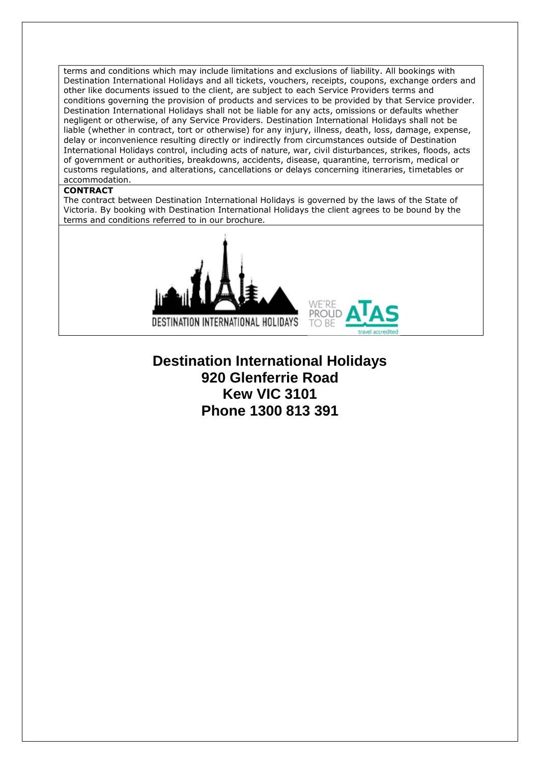terms and conditions which may include limitations and exclusions of liability. All bookings with Destination International Holidays and all tickets, vouchers, receipts, coupons, exchange orders and other like documents issued to the client, are subject to each Service Providers terms and conditions governing the provision of products and services to be provided by that Service provider. Destination International Holidays shall not be liable for any acts, omissions or defaults whether negligent or otherwise, of any Service Providers. Destination International Holidays shall not be liable (whether in contract, tort or otherwise) for any injury, illness, death, loss, damage, expense, delay or inconvenience resulting directly or indirectly from circumstances outside of Destination International Holidays control, including acts of nature, war, civil disturbances, strikes, floods, acts of government or authorities, breakdowns, accidents, disease, quarantine, terrorism, medical or customs regulations, and alterations, cancellations or delays concerning itineraries, timetables or accommodation.

**CONTRACT**

The contract between Destination International Holidays is governed by the laws of the State of Victoria. By booking with Destination International Holidays the client agrees to be bound by the terms and conditions referred to in our brochure.

DESTINATION INTERNATIONAL HOLIDAYS

WE'RE PROUD TO BE ATAS travel accredited

**Destination International Holidays**
**920 Glenferrie Road**
**Kew VIC 3101**
**Phone 1300 813 391**